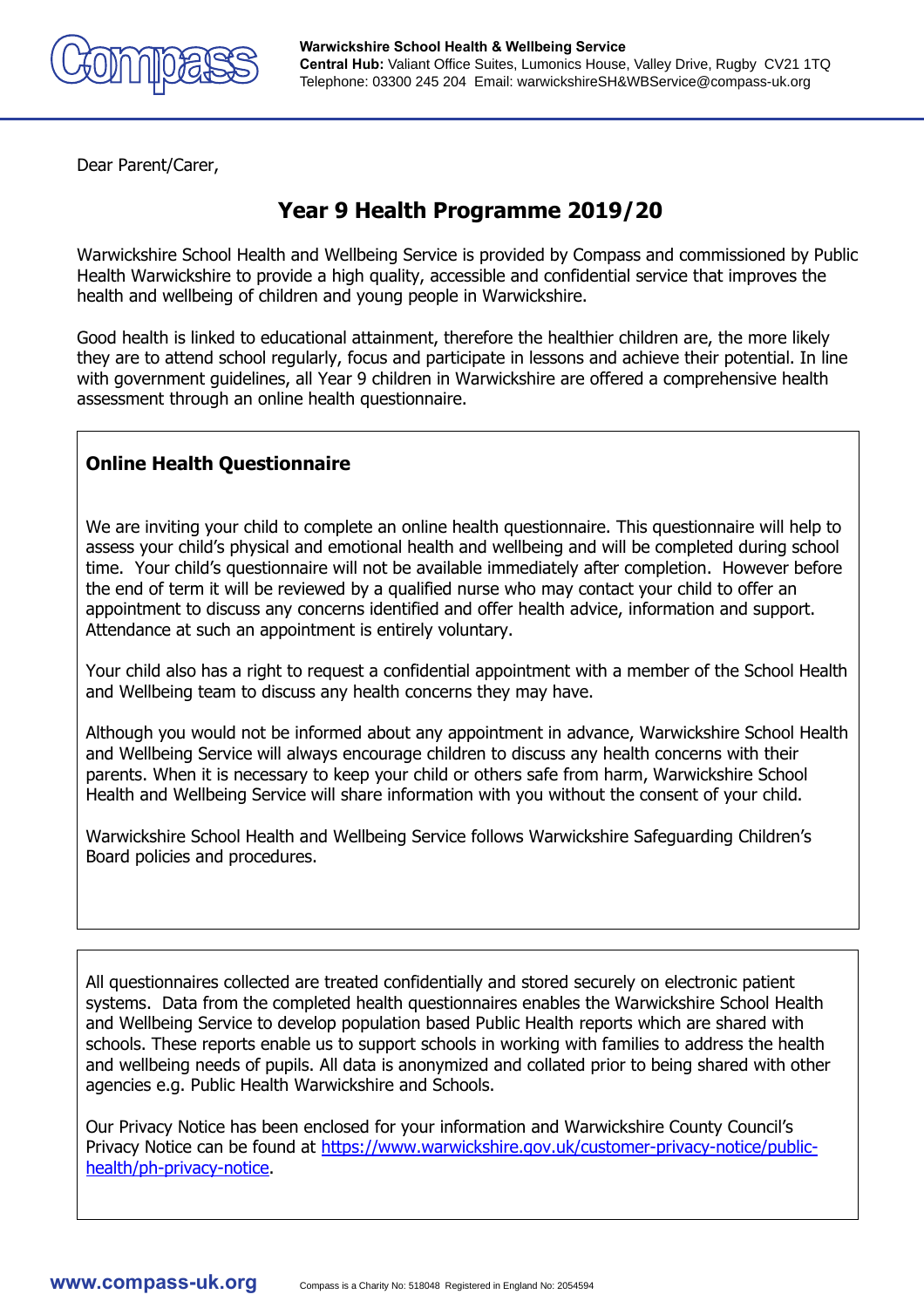Warwickshire School Health & Wellbeing Service
**Central Hub:** Valiant Office Suites, Lumonics House, Valley Drive, Rugby CV21 1TQ
Telephone: 03300 245 204 Email: warwickshireSH&WBService@compass-uk.org

Dear Parent/Carer,

# Year 9 Health Programme 2019/20

Warwickshire School Health and Wellbeing Service is provided by Compass and commissioned by Public Health Warwickshire to provide a high quality, accessible and confidential service that improves the health and wellbeing of children and young people in Warwickshire.

Good health is linked to educational attainment, therefore the healthier children are, the more likely they are to attend school regularly, focus and participate in lessons and achieve their potential. In line with government guidelines, all Year 9 children in Warwickshire are offered a comprehensive health assessment through an online health questionnaire.

## Online Health Questionnaire

We are inviting your child to complete an online health questionnaire. This questionnaire will help to assess your child's physical and emotional health and wellbeing and will be completed during school time. Your child's questionnaire will not be available immediately after completion. However before the end of term it will be reviewed by a qualified nurse who may contact your child to offer an appointment to discuss any concerns identified and offer health advice, information and support. Attendance at such an appointment is entirely voluntary.

Your child also has a right to request a confidential appointment with a member of the School Health and Wellbeing team to discuss any health concerns they may have.

Although you would not be informed about any appointment in advance, Warwickshire School Health and Wellbeing Service will always encourage children to discuss any health concerns with their parents. When it is necessary to keep your child or others safe from harm, Warwickshire School Health and Wellbeing Service will share information with you without the consent of your child.

Warwickshire School Health and Wellbeing Service follows Warwickshire Safeguarding Children's Board policies and procedures.

All questionnaires collected are treated confidentially and stored securely on electronic patient systems. Data from the completed health questionnaires enables the Warwickshire School Health and Wellbeing Service to develop population based Public Health reports which are shared with schools. These reports enable us to support schools in working with families to address the health and wellbeing needs of pupils. All data is anonymized and collated prior to being shared with other agencies e.g. Public Health Warwickshire and Schools.

Our Privacy Notice has been enclosed for your information and Warwickshire County Council's Privacy Notice can be found at [https://www.warwickshire.gov.uk/customer-privacy-notice/public-health/ph-privacy-notice](https://www.warwickshire.gov.uk/customer-privacy-notice/public-health/ph-privacy-notice).

www.compass-uk.org

Compass is a Charity No: 518048 Registered in England No: 2054594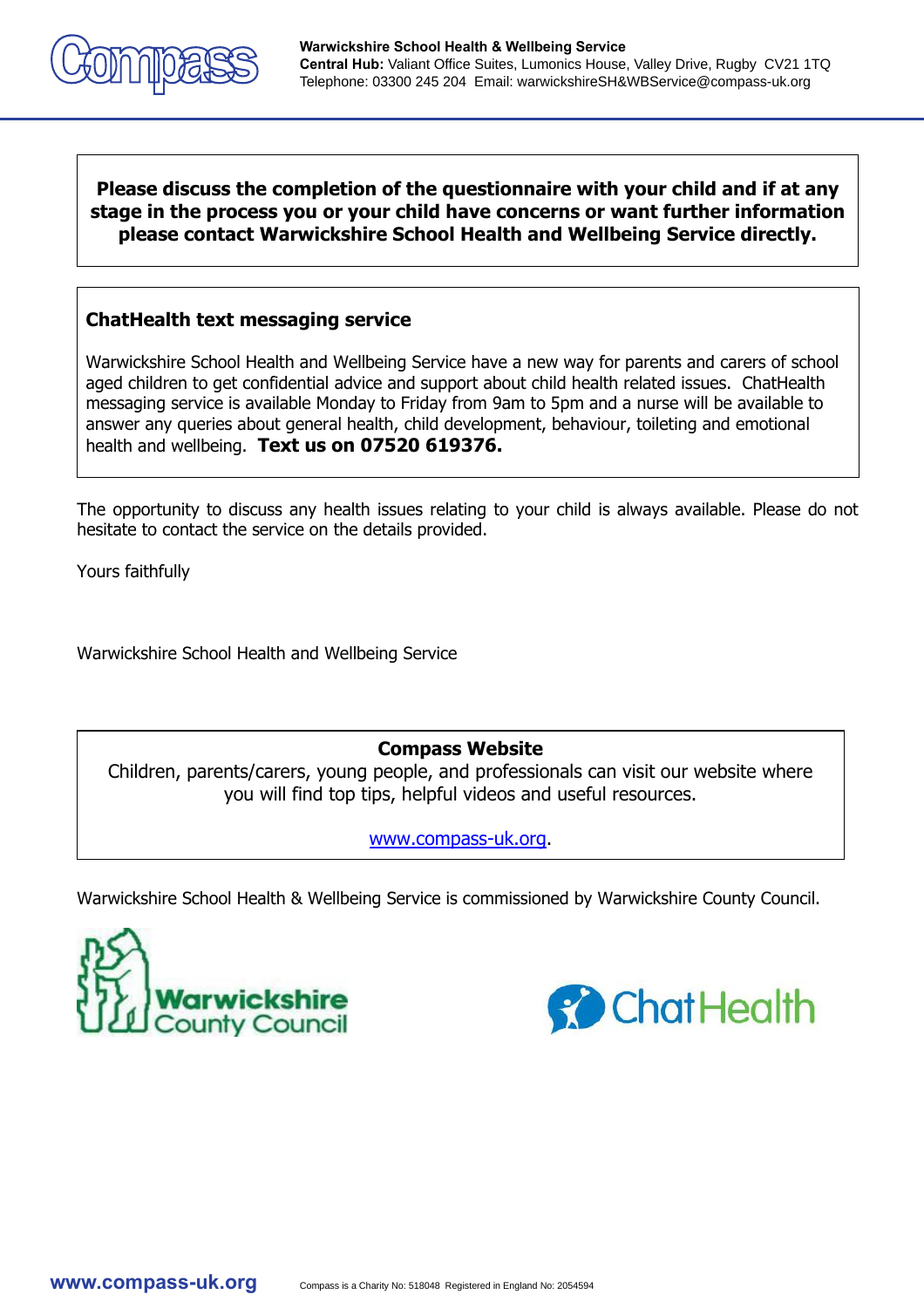**Please discuss the completion of the questionnaire with your child and if at any stage in the process you or your child have concerns or want further information please contact Warwickshire School Health and Wellbeing Service directly.**

## ChatHealth text messaging service

Warwickshire School Health and Wellbeing Service have a new way for parents and carers of school aged children to get confidential advice and support about child health related issues. ChatHealth messaging service is available Monday to Friday from 9am to 5pm and a nurse will be available to answer any queries about general health, child development, behaviour, toileting and emotional health and wellbeing. **Text us on 07520 619376.**

The opportunity to discuss any health issues relating to your child is always available. Please do not hesitate to contact the service on the details provided.

Yours faithfully

Warwickshire School Health and Wellbeing Service

**Compass Website**

Children, parents/carers, young people, and professionals can visit our website where you will find top tips, helpful videos and useful resources.

www.compass-uk.org.

Warwickshire School Health & Wellbeing Service is commissioned by Warwickshire County Council.